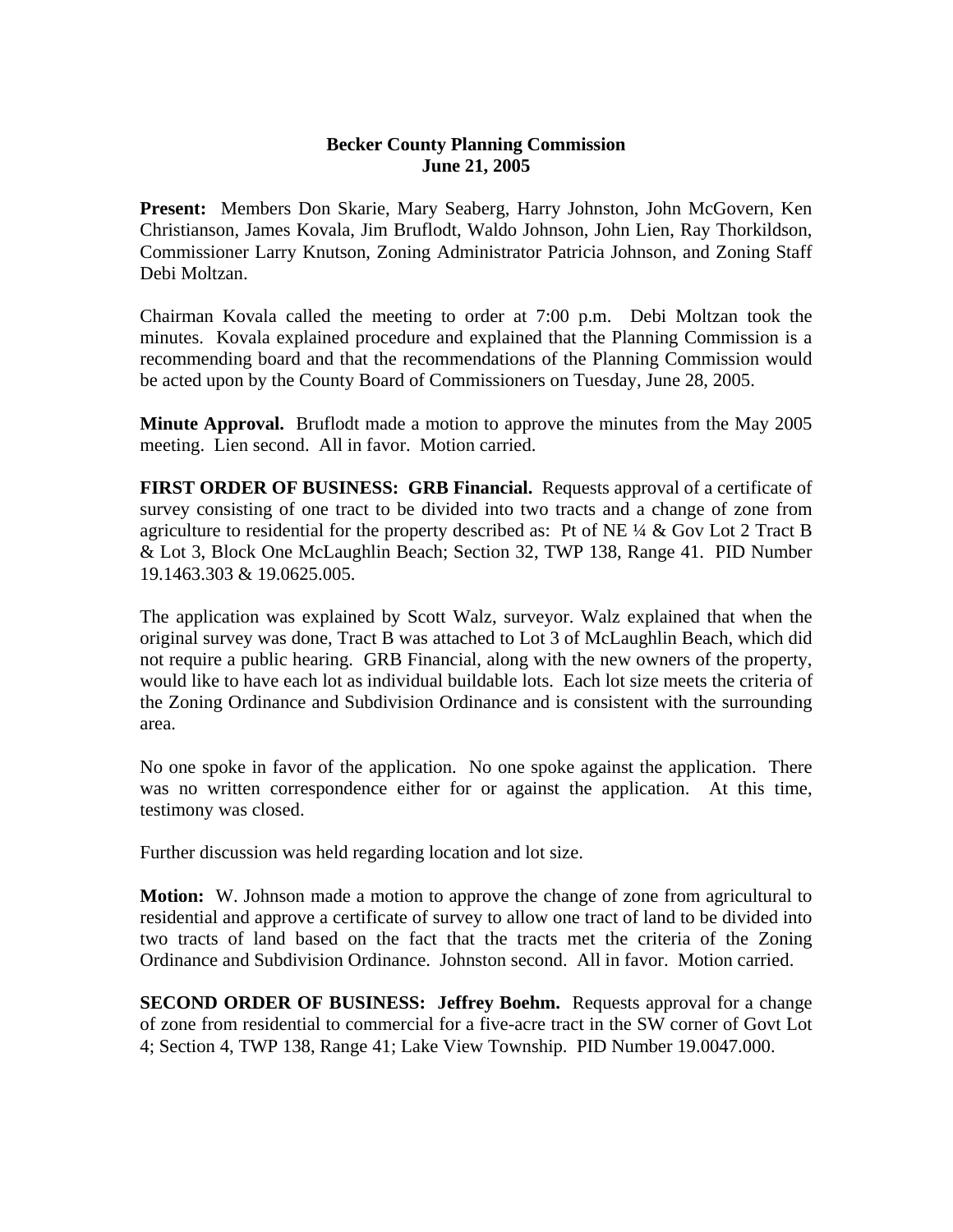**Becker County Planning Commission**
**June 21, 2005**

**Present:** Members Don Skarie, Mary Seaberg, Harry Johnston, John McGovern, Ken Christianson, James Kovala, Jim Bruflodt, Waldo Johnson, John Lien, Ray Thorkildson, Commissioner Larry Knutson, Zoning Administrator Patricia Johnson, and Zoning Staff Debi Moltzan.

Chairman Kovala called the meeting to order at 7:00 p.m. Debi Moltzan took the minutes. Kovala explained procedure and explained that the Planning Commission is a recommending board and that the recommendations of the Planning Commission would be acted upon by the County Board of Commissioners on Tuesday, June 28, 2005.

**Minute Approval.** Bruflodt made a motion to approve the minutes from the May 2005 meeting. Lien second. All in favor. Motion carried.

**FIRST ORDER OF BUSINESS: GRB Financial.** Requests approval of a certificate of survey consisting of one tract to be divided into two tracts and a change of zone from agriculture to residential for the property described as: Pt of NE ¼ & Gov Lot 2 Tract B & Lot 3, Block One McLaughlin Beach; Section 32, TWP 138, Range 41. PID Number 19.1463.303 & 19.0625.005.

The application was explained by Scott Walz, surveyor. Walz explained that when the original survey was done, Tract B was attached to Lot 3 of McLaughlin Beach, which did not require a public hearing. GRB Financial, along with the new owners of the property, would like to have each lot as individual buildable lots. Each lot size meets the criteria of the Zoning Ordinance and Subdivision Ordinance and is consistent with the surrounding area.

No one spoke in favor of the application. No one spoke against the application. There was no written correspondence either for or against the application. At this time, testimony was closed.

Further discussion was held regarding location and lot size.

**Motion:** W. Johnson made a motion to approve the change of zone from agricultural to residential and approve a certificate of survey to allow one tract of land to be divided into two tracts of land based on the fact that the tracts met the criteria of the Zoning Ordinance and Subdivision Ordinance. Johnston second. All in favor. Motion carried.

**SECOND ORDER OF BUSINESS: Jeffrey Boehm.** Requests approval for a change of zone from residential to commercial for a five-acre tract in the SW corner of Govt Lot 4; Section 4, TWP 138, Range 41; Lake View Township. PID Number 19.0047.000.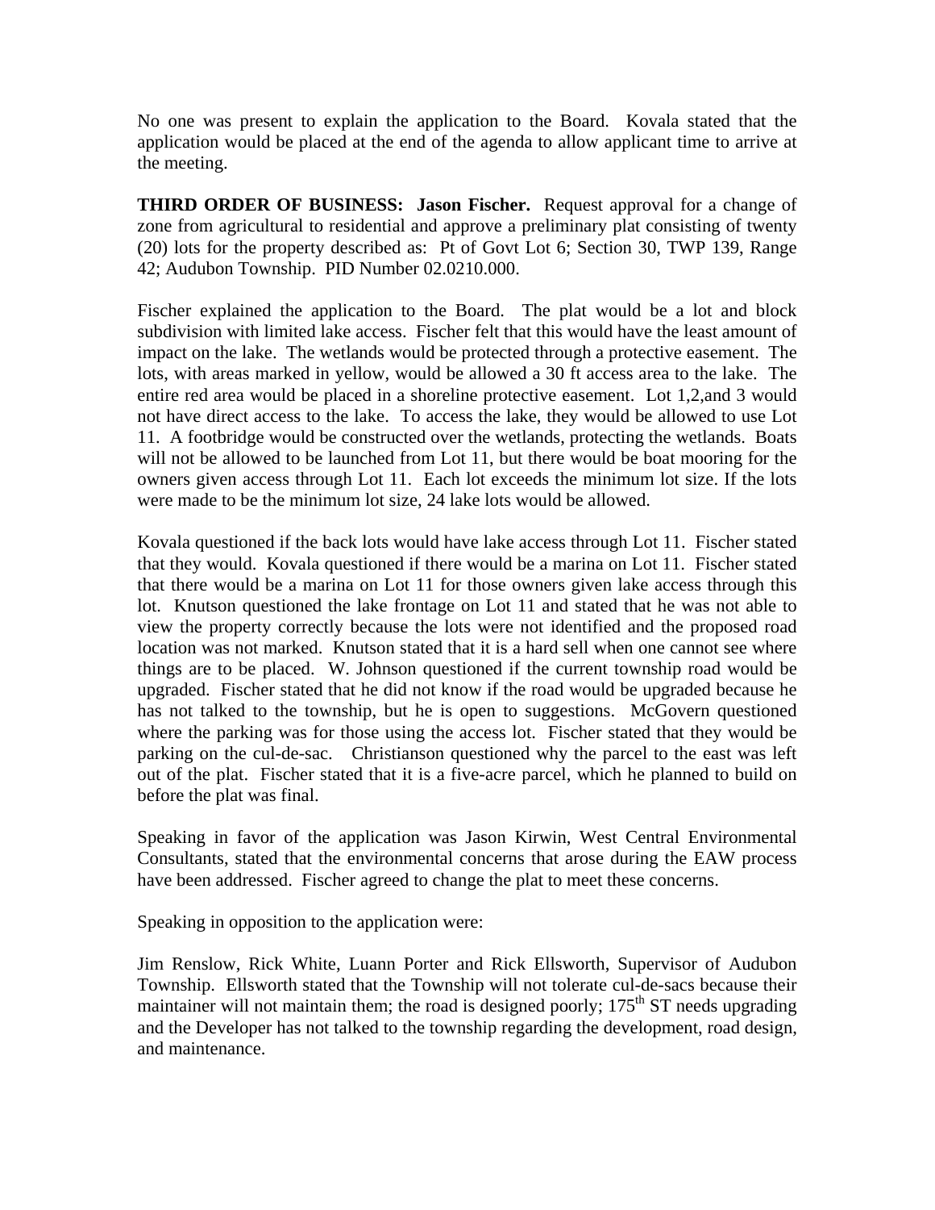No one was present to explain the application to the Board. Kovala stated that the application would be placed at the end of the agenda to allow applicant time to arrive at the meeting.

**THIRD ORDER OF BUSINESS: Jason Fischer.** Request approval for a change of zone from agricultural to residential and approve a preliminary plat consisting of twenty (20) lots for the property described as: Pt of Govt Lot 6; Section 30, TWP 139, Range 42; Audubon Township. PID Number 02.0210.000.

Fischer explained the application to the Board. The plat would be a lot and block subdivision with limited lake access. Fischer felt that this would have the least amount of impact on the lake. The wetlands would be protected through a protective easement. The lots, with areas marked in yellow, would be allowed a 30 ft access area to the lake. The entire red area would be placed in a shoreline protective easement. Lot 1,2,and 3 would not have direct access to the lake. To access the lake, they would be allowed to use Lot 11. A footbridge would be constructed over the wetlands, protecting the wetlands. Boats will not be allowed to be launched from Lot 11, but there would be boat mooring for the owners given access through Lot 11. Each lot exceeds the minimum lot size. If the lots were made to be the minimum lot size, 24 lake lots would be allowed.

Kovala questioned if the back lots would have lake access through Lot 11. Fischer stated that they would. Kovala questioned if there would be a marina on Lot 11. Fischer stated that there would be a marina on Lot 11 for those owners given lake access through this lot. Knutson questioned the lake frontage on Lot 11 and stated that he was not able to view the property correctly because the lots were not identified and the proposed road location was not marked. Knutson stated that it is a hard sell when one cannot see where things are to be placed. W. Johnson questioned if the current township road would be upgraded. Fischer stated that he did not know if the road would be upgraded because he has not talked to the township, but he is open to suggestions. McGovern questioned where the parking was for those using the access lot. Fischer stated that they would be parking on the cul-de-sac. Christianson questioned why the parcel to the east was left out of the plat. Fischer stated that it is a five-acre parcel, which he planned to build on before the plat was final.

Speaking in favor of the application was Jason Kirwin, West Central Environmental Consultants, stated that the environmental concerns that arose during the EAW process have been addressed. Fischer agreed to change the plat to meet these concerns.

Speaking in opposition to the application were:

Jim Renslow, Rick White, Luann Porter and Rick Ellsworth, Supervisor of Audubon Township. Ellsworth stated that the Township will not tolerate cul-de-sacs because their maintainer will not maintain them; the road is designed poorly; 175th ST needs upgrading and the Developer has not talked to the township regarding the development, road design, and maintenance.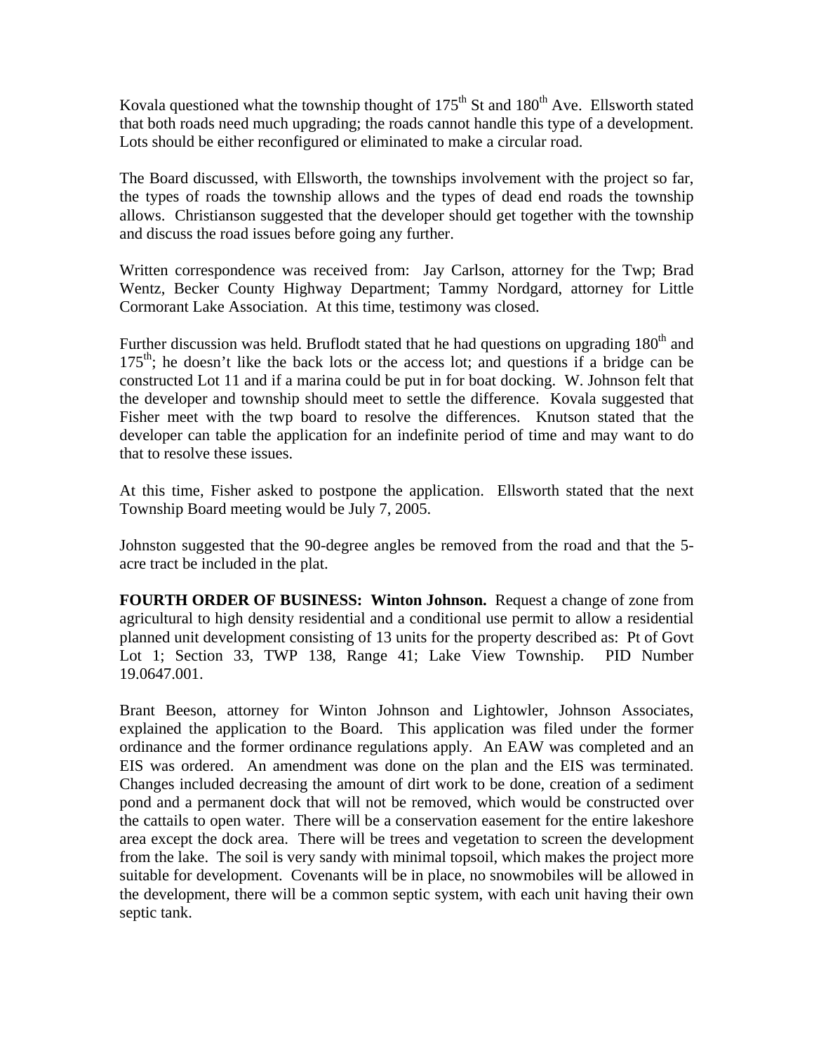Kovala questioned what the township thought of 175th St and 180th Ave. Ellsworth stated that both roads need much upgrading; the roads cannot handle this type of a development. Lots should be either reconfigured or eliminated to make a circular road.

The Board discussed, with Ellsworth, the townships involvement with the project so far, the types of roads the township allows and the types of dead end roads the township allows. Christianson suggested that the developer should get together with the township and discuss the road issues before going any further.

Written correspondence was received from: Jay Carlson, attorney for the Twp; Brad Wentz, Becker County Highway Department; Tammy Nordgard, attorney for Little Cormorant Lake Association. At this time, testimony was closed.

Further discussion was held. Bruflodt stated that he had questions on upgrading 180th and 175th; he doesn't like the back lots or the access lot; and questions if a bridge can be constructed Lot 11 and if a marina could be put in for boat docking. W. Johnson felt that the developer and township should meet to settle the difference. Kovala suggested that Fisher meet with the twp board to resolve the differences. Knutson stated that the developer can table the application for an indefinite period of time and may want to do that to resolve these issues.

At this time, Fisher asked to postpone the application. Ellsworth stated that the next Township Board meeting would be July 7, 2005.

Johnston suggested that the 90-degree angles be removed from the road and that the 5-acre tract be included in the plat.

**FOURTH ORDER OF BUSINESS: Winton Johnson.** Request a change of zone from agricultural to high density residential and a conditional use permit to allow a residential planned unit development consisting of 13 units for the property described as: Pt of Govt Lot 1; Section 33, TWP 138, Range 41; Lake View Township. PID Number 19.0647.001.

Brant Beeson, attorney for Winton Johnson and Lightowler, Johnson Associates, explained the application to the Board. This application was filed under the former ordinance and the former ordinance regulations apply. An EAW was completed and an EIS was ordered. An amendment was done on the plan and the EIS was terminated. Changes included decreasing the amount of dirt work to be done, creation of a sediment pond and a permanent dock that will not be removed, which would be constructed over the cattails to open water. There will be a conservation easement for the entire lakeshore area except the dock area. There will be trees and vegetation to screen the development from the lake. The soil is very sandy with minimal topsoil, which makes the project more suitable for development. Covenants will be in place, no snowmobiles will be allowed in the development, there will be a common septic system, with each unit having their own septic tank.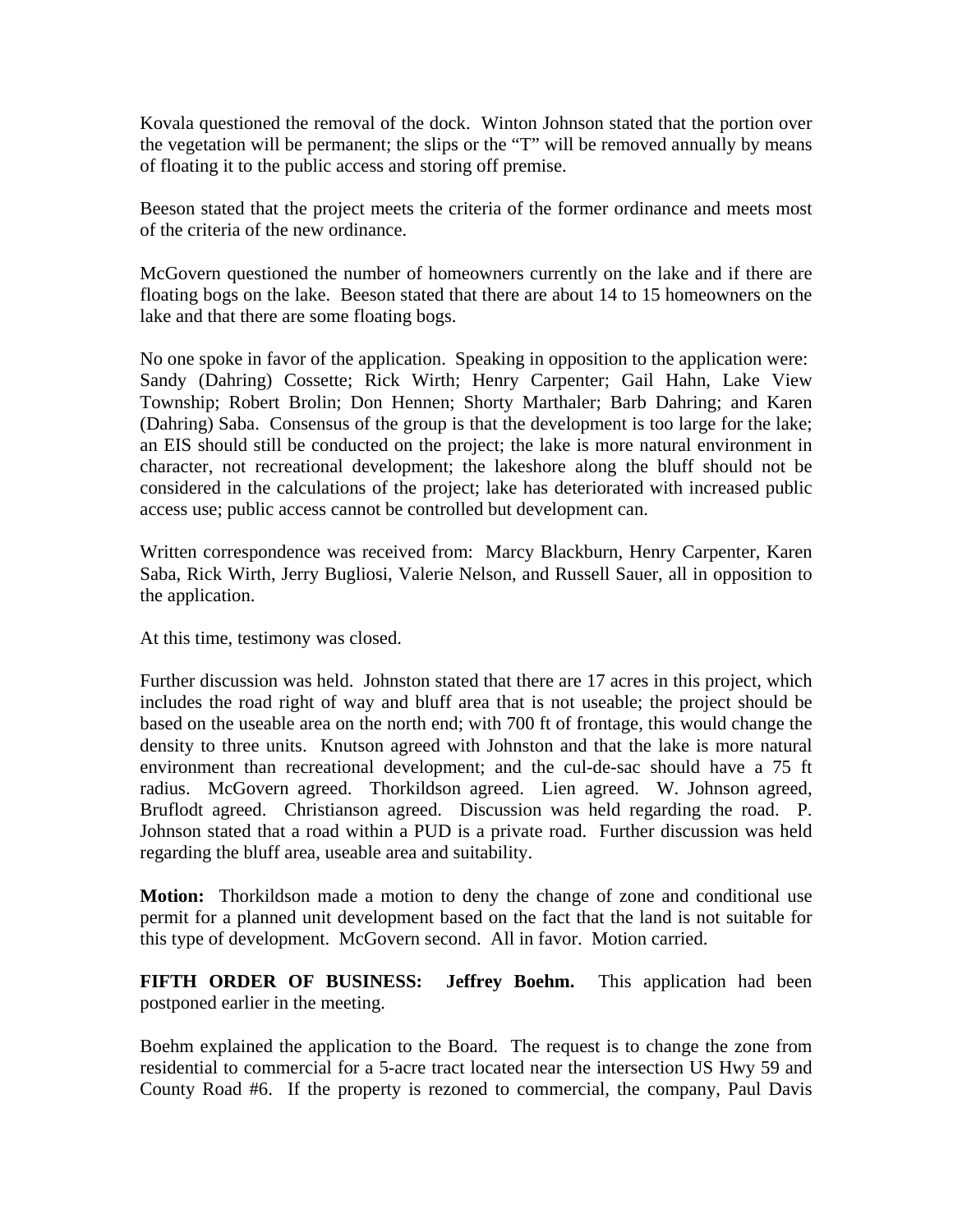Kovala questioned the removal of the dock. Winton Johnson stated that the portion over the vegetation will be permanent; the slips or the "T" will be removed annually by means of floating it to the public access and storing off premise.

Beeson stated that the project meets the criteria of the former ordinance and meets most of the criteria of the new ordinance.

McGovern questioned the number of homeowners currently on the lake and if there are floating bogs on the lake. Beeson stated that there are about 14 to 15 homeowners on the lake and that there are some floating bogs.

No one spoke in favor of the application. Speaking in opposition to the application were: Sandy (Dahring) Cossette; Rick Wirth; Henry Carpenter; Gail Hahn, Lake View Township; Robert Brolin; Don Hennen; Shorty Marthaler; Barb Dahring; and Karen (Dahring) Saba. Consensus of the group is that the development is too large for the lake; an EIS should still be conducted on the project; the lake is more natural environment in character, not recreational development; the lakeshore along the bluff should not be considered in the calculations of the project; lake has deteriorated with increased public access use; public access cannot be controlled but development can.

Written correspondence was received from: Marcy Blackburn, Henry Carpenter, Karen Saba, Rick Wirth, Jerry Bugliosi, Valerie Nelson, and Russell Sauer, all in opposition to the application.

At this time, testimony was closed.

Further discussion was held. Johnston stated that there are 17 acres in this project, which includes the road right of way and bluff area that is not useable; the project should be based on the useable area on the north end; with 700 ft of frontage, this would change the density to three units. Knutson agreed with Johnston and that the lake is more natural environment than recreational development; and the cul-de-sac should have a 75 ft radius. McGovern agreed. Thorkildson agreed. Lien agreed. W. Johnson agreed, Bruflodt agreed. Christianson agreed. Discussion was held regarding the road. P. Johnson stated that a road within a PUD is a private road. Further discussion was held regarding the bluff area, useable area and suitability.

**Motion:** Thorkildson made a motion to deny the change of zone and conditional use permit for a planned unit development based on the fact that the land is not suitable for this type of development. McGovern second. All in favor. Motion carried.

**FIFTH ORDER OF BUSINESS: Jeffrey Boehm.** This application had been postponed earlier in the meeting.

Boehm explained the application to the Board. The request is to change the zone from residential to commercial for a 5-acre tract located near the intersection US Hwy 59 and County Road #6. If the property is rezoned to commercial, the company, Paul Davis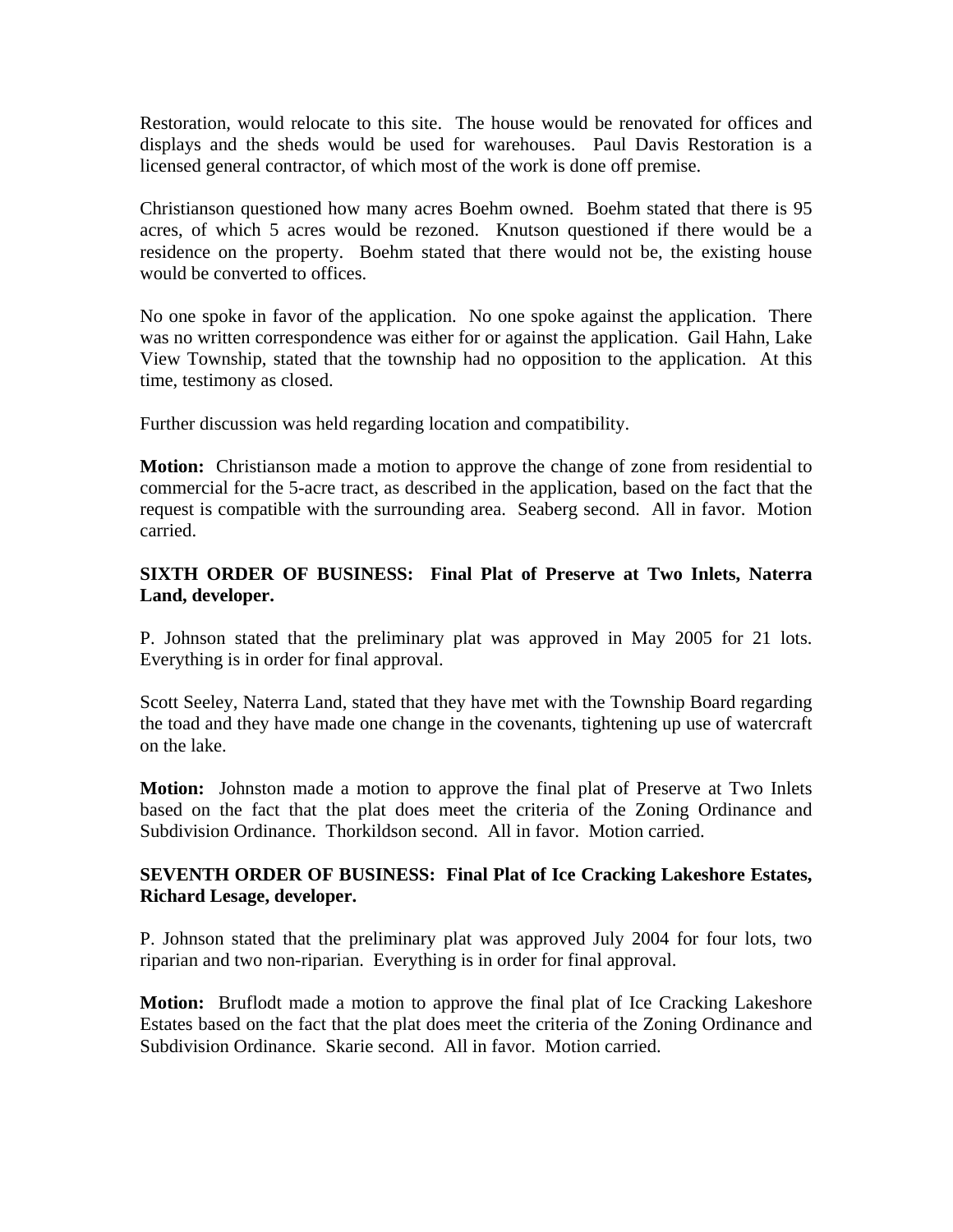Restoration, would relocate to this site. The house would be renovated for offices and displays and the sheds would be used for warehouses. Paul Davis Restoration is a licensed general contractor, of which most of the work is done off premise.

Christianson questioned how many acres Boehm owned. Boehm stated that there is 95 acres, of which 5 acres would be rezoned. Knutson questioned if there would be a residence on the property. Boehm stated that there would not be, the existing house would be converted to offices.

No one spoke in favor of the application. No one spoke against the application. There was no written correspondence was either for or against the application. Gail Hahn, Lake View Township, stated that the township had no opposition to the application. At this time, testimony as closed.

Further discussion was held regarding location and compatibility.

**Motion:** Christianson made a motion to approve the change of zone from residential to commercial for the 5-acre tract, as described in the application, based on the fact that the request is compatible with the surrounding area. Seaberg second. All in favor. Motion carried.

**SIXTH ORDER OF BUSINESS: Final Plat of Preserve at Two Inlets, Naterra Land, developer.**

P. Johnson stated that the preliminary plat was approved in May 2005 for 21 lots. Everything is in order for final approval.

Scott Seeley, Naterra Land, stated that they have met with the Township Board regarding the toad and they have made one change in the covenants, tightening up use of watercraft on the lake.

**Motion:** Johnston made a motion to approve the final plat of Preserve at Two Inlets based on the fact that the plat does meet the criteria of the Zoning Ordinance and Subdivision Ordinance. Thorkildson second. All in favor. Motion carried.

**SEVENTH ORDER OF BUSINESS: Final Plat of Ice Cracking Lakeshore Estates, Richard Lesage, developer.**

P. Johnson stated that the preliminary plat was approved July 2004 for four lots, two riparian and two non-riparian. Everything is in order for final approval.

**Motion:** Bruflodt made a motion to approve the final plat of Ice Cracking Lakeshore Estates based on the fact that the plat does meet the criteria of the Zoning Ordinance and Subdivision Ordinance. Skarie second. All in favor. Motion carried.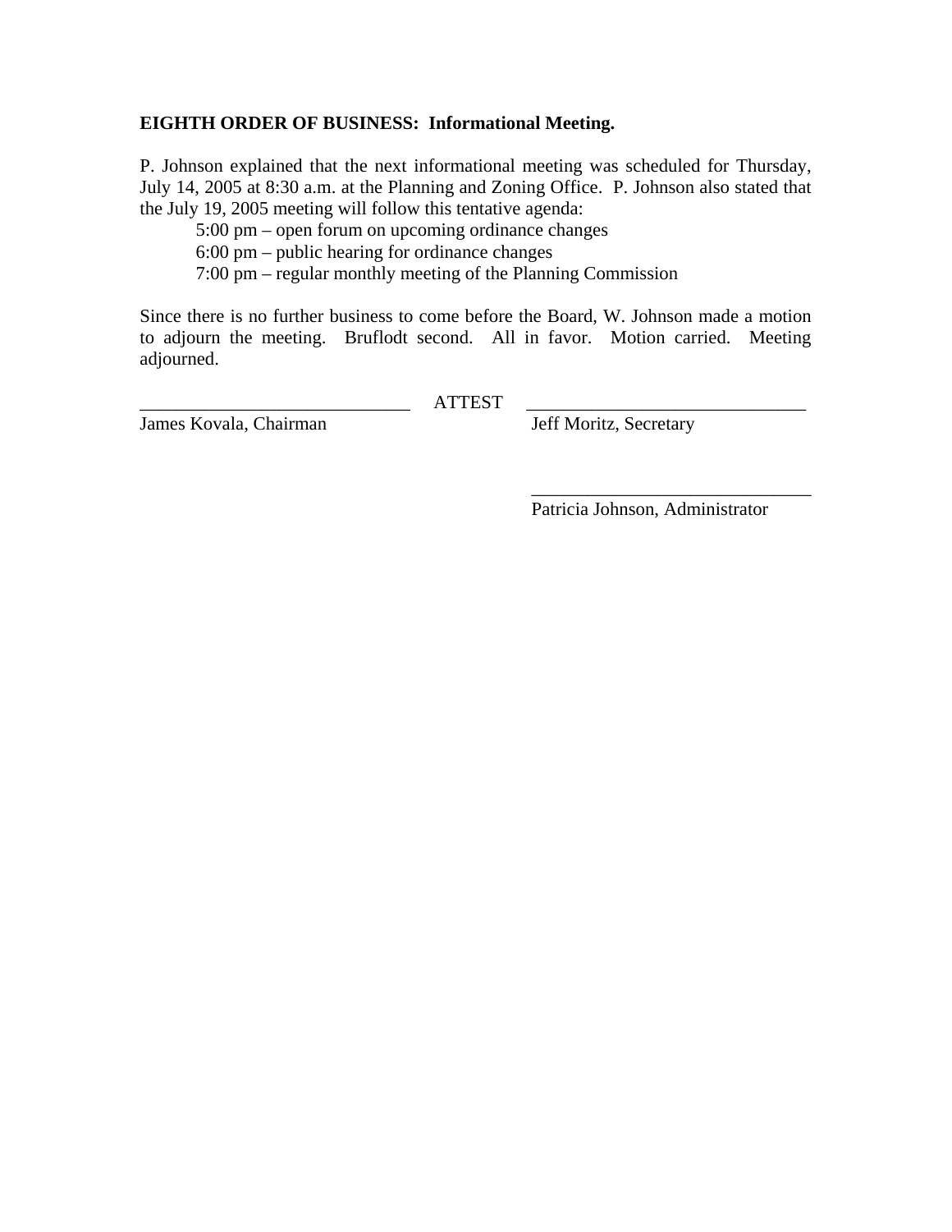**EIGHTH ORDER OF BUSINESS: Informational Meeting.**

P. Johnson explained that the next informational meeting was scheduled for Thursday, July 14, 2005 at 8:30 a.m. at the Planning and Zoning Office. P. Johnson also stated that the July 19, 2005 meeting will follow this tentative agenda:

5:00 pm – open forum on upcoming ordinance changes
6:00 pm – public hearing for ordinance changes
7:00 pm – regular monthly meeting of the Planning Commission

Since there is no further business to come before the Board, W. Johnson made a motion to adjourn the meeting. Bruflodt second. All in favor. Motion carried. Meeting adjourned.

______________________________ ATTEST ______________________________

James Kovala, Chairman　　　　　　　Jeff Moritz, Secretary

______________________________

Patricia Johnson, Administrator